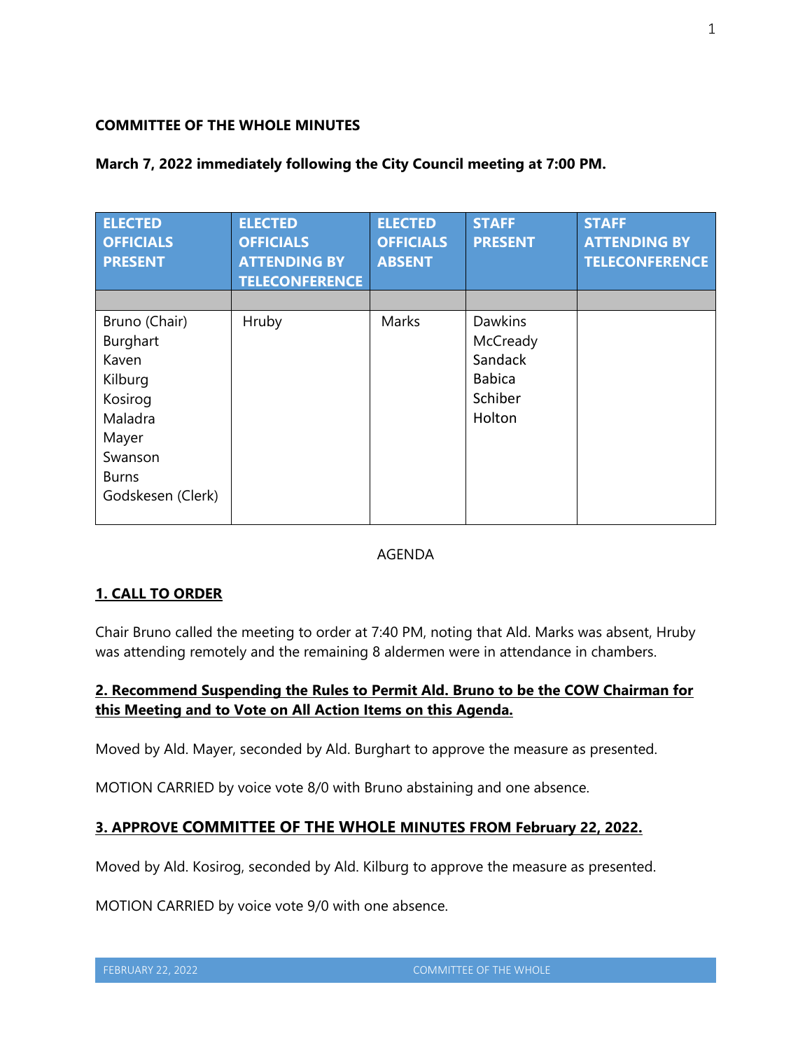**COMMITTEE OF THE WHOLE MINUTES**

**March 7, 2022 immediately following the City Council meeting at 7:00 PM.**

| ELECTED OFFICIALS PRESENT | ELECTED OFFICIALS ATTENDING BY TELECONFERENCE | ELECTED OFFICIALS ABSENT | STAFF PRESENT | STAFF ATTENDING BY TELECONFERENCE |
|---|---|---|---|---|
| | | | | |
| Bruno (Chair)<br>Burghart<br>Kaven<br>Kilburg<br>Kosirog<br>Maladra<br>Mayer<br>Swanson<br>Burns<br>Godskesen (Clerk) | Hruby | Marks | Dawkins<br>McCready<br>Sandack<br>Babica<br>Schiber<br>Holton | |

AGENDA

## 1. CALL TO ORDER

Chair Bruno called the meeting to order at 7:40 PM, noting that Ald. Marks was absent, Hruby was attending remotely and the remaining 8 aldermen were in attendance in chambers.

## 2. Recommend Suspending the Rules to Permit Ald. Bruno to be the COW Chairman for this Meeting and to Vote on All Action Items on this Agenda.

Moved by Ald. Mayer, seconded by Ald. Burghart to approve the measure as presented.

MOTION CARRIED by voice vote 8/0 with Bruno abstaining and one absence.

## 3. APPROVE COMMITTEE OF THE WHOLE MINUTES FROM February 22, 2022.

Moved by Ald. Kosirog, seconded by Ald. Kilburg to approve the measure as presented.

MOTION CARRIED by voice vote 9/0 with one absence.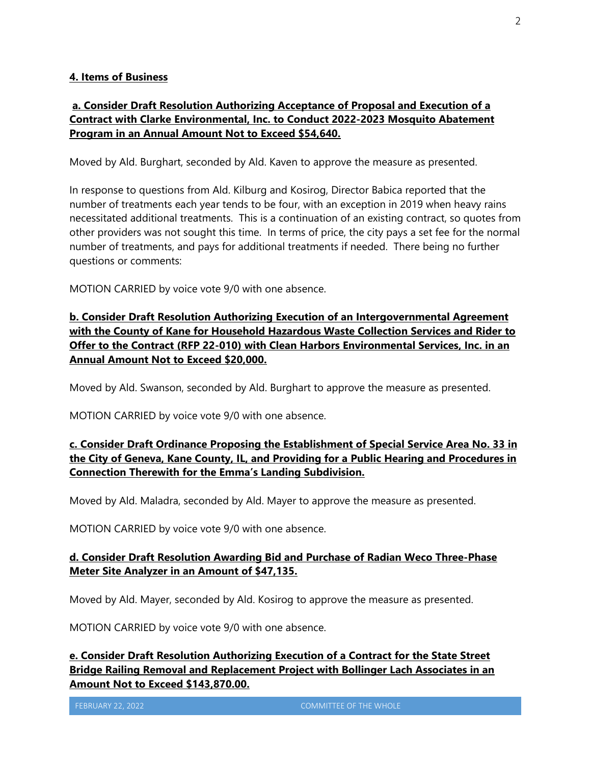**4. Items of Business**

**a. Consider Draft Resolution Authorizing Acceptance of Proposal and Execution of a Contract with Clarke Environmental, Inc. to Conduct 2022-2023 Mosquito Abatement Program in an Annual Amount Not to Exceed $54,640.**

Moved by Ald. Burghart, seconded by Ald. Kaven to approve the measure as presented.

In response to questions from Ald. Kilburg and Kosirog, Director Babica reported that the number of treatments each year tends to be four, with an exception in 2019 when heavy rains necessitated additional treatments. This is a continuation of an existing contract, so quotes from other providers was not sought this time. In terms of price, the city pays a set fee for the normal number of treatments, and pays for additional treatments if needed. There being no further questions or comments:

MOTION CARRIED by voice vote 9/0 with one absence.

**b. Consider Draft Resolution Authorizing Execution of an Intergovernmental Agreement with the County of Kane for Household Hazardous Waste Collection Services and Rider to Offer to the Contract (RFP 22-010) with Clean Harbors Environmental Services, Inc. in an Annual Amount Not to Exceed $20,000.**

Moved by Ald. Swanson, seconded by Ald. Burghart to approve the measure as presented.

MOTION CARRIED by voice vote 9/0 with one absence.

**c. Consider Draft Ordinance Proposing the Establishment of Special Service Area No. 33 in the City of Geneva, Kane County, IL, and Providing for a Public Hearing and Procedures in Connection Therewith for the Emma's Landing Subdivision.**

Moved by Ald. Maladra, seconded by Ald. Mayer to approve the measure as presented.

MOTION CARRIED by voice vote 9/0 with one absence.

**d. Consider Draft Resolution Awarding Bid and Purchase of Radian Weco Three-Phase Meter Site Analyzer in an Amount of $47,135.**

Moved by Ald. Mayer, seconded by Ald. Kosirog to approve the measure as presented.

MOTION CARRIED by voice vote 9/0 with one absence.

**e. Consider Draft Resolution Authorizing Execution of a Contract for the State Street Bridge Railing Removal and Replacement Project with Bollinger Lach Associates in an Amount Not to Exceed $143,870.00.**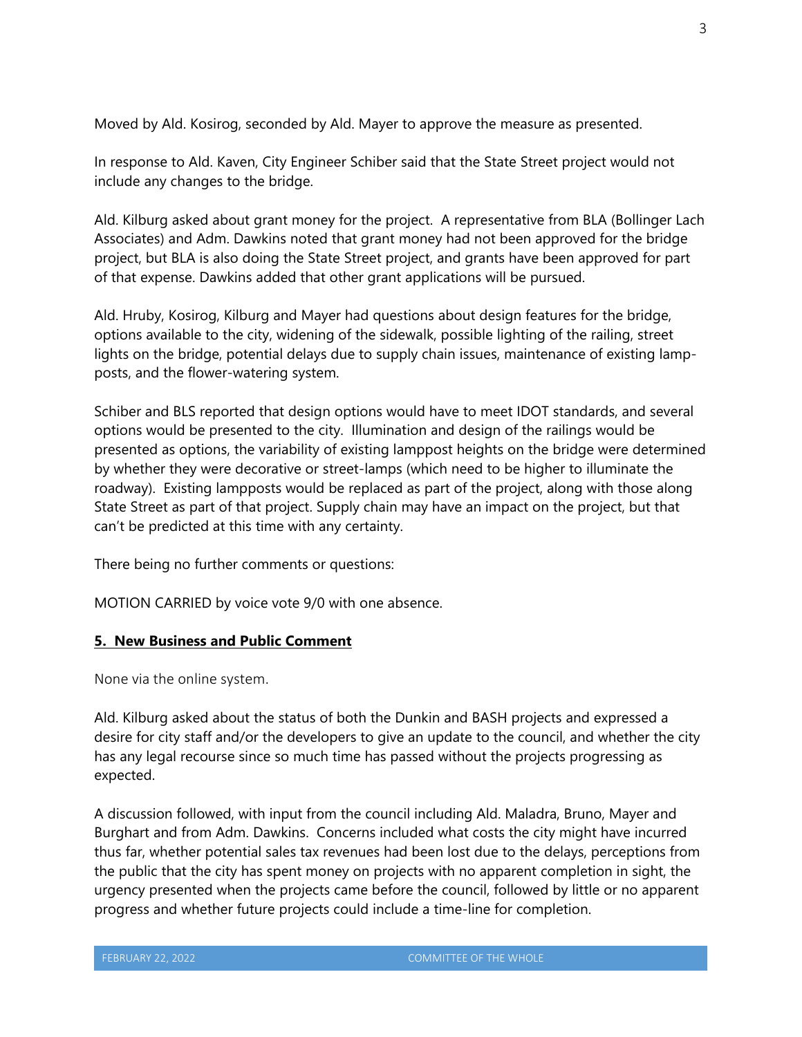Moved by Ald. Kosirog, seconded by Ald. Mayer to approve the measure as presented.

In response to Ald. Kaven, City Engineer Schiber said that the State Street project would not include any changes to the bridge.

Ald. Kilburg asked about grant money for the project. A representative from BLA (Bollinger Lach Associates) and Adm. Dawkins noted that grant money had not been approved for the bridge project, but BLA is also doing the State Street project, and grants have been approved for part of that expense. Dawkins added that other grant applications will be pursued.

Ald. Hruby, Kosirog, Kilburg and Mayer had questions about design features for the bridge, options available to the city, widening of the sidewalk, possible lighting of the railing, street lights on the bridge, potential delays due to supply chain issues, maintenance of existing lamp-posts, and the flower-watering system.

Schiber and BLS reported that design options would have to meet IDOT standards, and several options would be presented to the city. Illumination and design of the railings would be presented as options, the variability of existing lamppost heights on the bridge were determined by whether they were decorative or street-lamps (which need to be higher to illuminate the roadway). Existing lampposts would be replaced as part of the project, along with those along State Street as part of that project. Supply chain may have an impact on the project, but that can't be predicted at this time with any certainty.

There being no further comments or questions:

MOTION CARRIED by voice vote 9/0 with one absence.

## **5. New Business and Public Comment**

None via the online system.

Ald. Kilburg asked about the status of both the Dunkin and BASH projects and expressed a desire for city staff and/or the developers to give an update to the council, and whether the city has any legal recourse since so much time has passed without the projects progressing as expected.

A discussion followed, with input from the council including Ald. Maladra, Bruno, Mayer and Burghart and from Adm. Dawkins. Concerns included what costs the city might have incurred thus far, whether potential sales tax revenues had been lost due to the delays, perceptions from the public that the city has spent money on projects with no apparent completion in sight, the urgency presented when the projects came before the council, followed by little or no apparent progress and whether future projects could include a time-line for completion.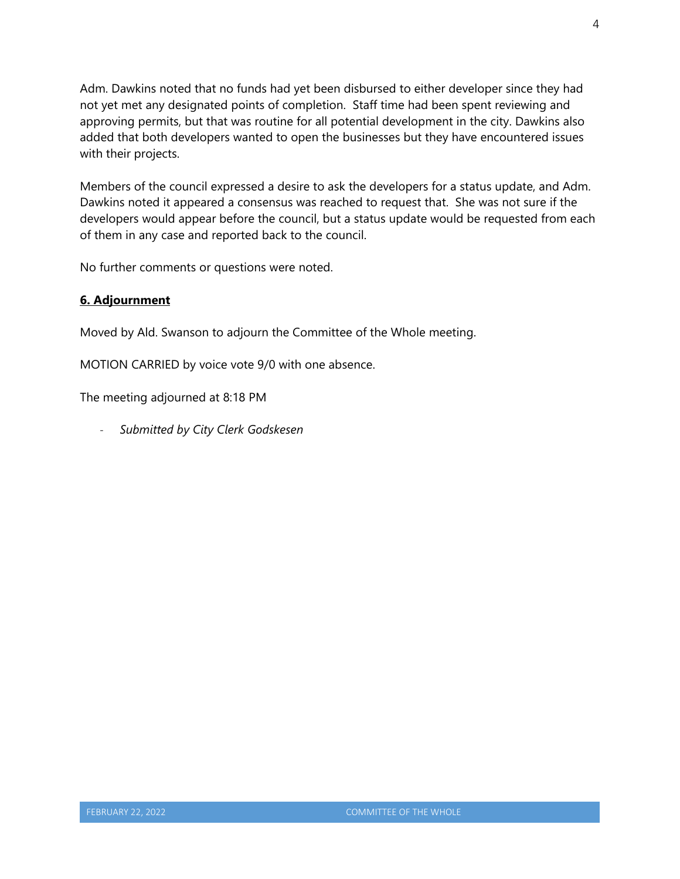Adm. Dawkins noted that no funds had yet been disbursed to either developer since they had not yet met any designated points of completion.  Staff time had been spent reviewing and approving permits, but that was routine for all potential development in the city. Dawkins also added that both developers wanted to open the businesses but they have encountered issues with their projects.

Members of the council expressed a desire to ask the developers for a status update, and Adm. Dawkins noted it appeared a consensus was reached to request that.  She was not sure if the developers would appear before the council, but a status update would be requested from each of them in any case and reported back to the council.

No further comments or questions were noted.

**6. Adjournment**

Moved by Ald. Swanson to adjourn the Committee of the Whole meeting.

MOTION CARRIED by voice vote 9/0 with one absence.

The meeting adjourned at 8:18 PM

- *Submitted by City Clerk Godskesen*